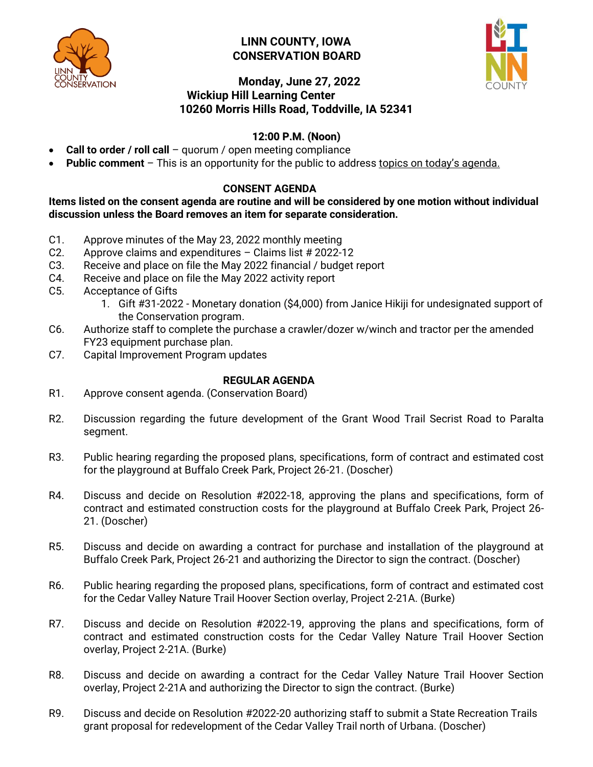# LINN COUNTY, IOWA
# CONSERVATION BOARD

**Monday, June 27, 2022**
**Wickiup Hill Learning Center**
**10260 Morris Hills Road, Toddville, IA 52341**

**12:00 P.M. (Noon)**

- **Call to order / roll call** – quorum / open meeting compliance
- **Public comment** – This is an opportunity for the public to address topics on today's agenda.

## CONSENT AGENDA

**Items listed on the consent agenda are routine and will be considered by one motion without individual discussion unless the Board removes an item for separate consideration.**

C1. Approve minutes of the May 23, 2022 monthly meeting

C2. Approve claims and expenditures – Claims list # 2022-12

C3. Receive and place on file the May 2022 financial / budget report

C4. Receive and place on file the May 2022 activity report

C5. Acceptance of Gifts

1. Gift #31-2022 - Monetary donation ($4,000) from Janice Hikiji for undesignated support of the Conservation program.

C6. Authorize staff to complete the purchase a crawler/dozer w/winch and tractor per the amended FY23 equipment purchase plan.

C7. Capital Improvement Program updates

## REGULAR AGENDA

R1. Approve consent agenda. (Conservation Board)

R2. Discussion regarding the future development of the Grant Wood Trail Secrist Road to Paralta segment.

R3. Public hearing regarding the proposed plans, specifications, form of contract and estimated cost for the playground at Buffalo Creek Park, Project 26-21. (Doscher)

R4. Discuss and decide on Resolution #2022-18, approving the plans and specifications, form of contract and estimated construction costs for the playground at Buffalo Creek Park, Project 26-21. (Doscher)

R5. Discuss and decide on awarding a contract for purchase and installation of the playground at Buffalo Creek Park, Project 26-21 and authorizing the Director to sign the contract. (Doscher)

R6. Public hearing regarding the proposed plans, specifications, form of contract and estimated cost for the Cedar Valley Nature Trail Hoover Section overlay, Project 2-21A. (Burke)

R7. Discuss and decide on Resolution #2022-19, approving the plans and specifications, form of contract and estimated construction costs for the Cedar Valley Nature Trail Hoover Section overlay, Project 2-21A. (Burke)

R8. Discuss and decide on awarding a contract for the Cedar Valley Nature Trail Hoover Section overlay, Project 2-21A and authorizing the Director to sign the contract. (Burke)

R9. Discuss and decide on Resolution #2022-20 authorizing staff to submit a State Recreation Trails grant proposal for redevelopment of the Cedar Valley Trail north of Urbana. (Doscher)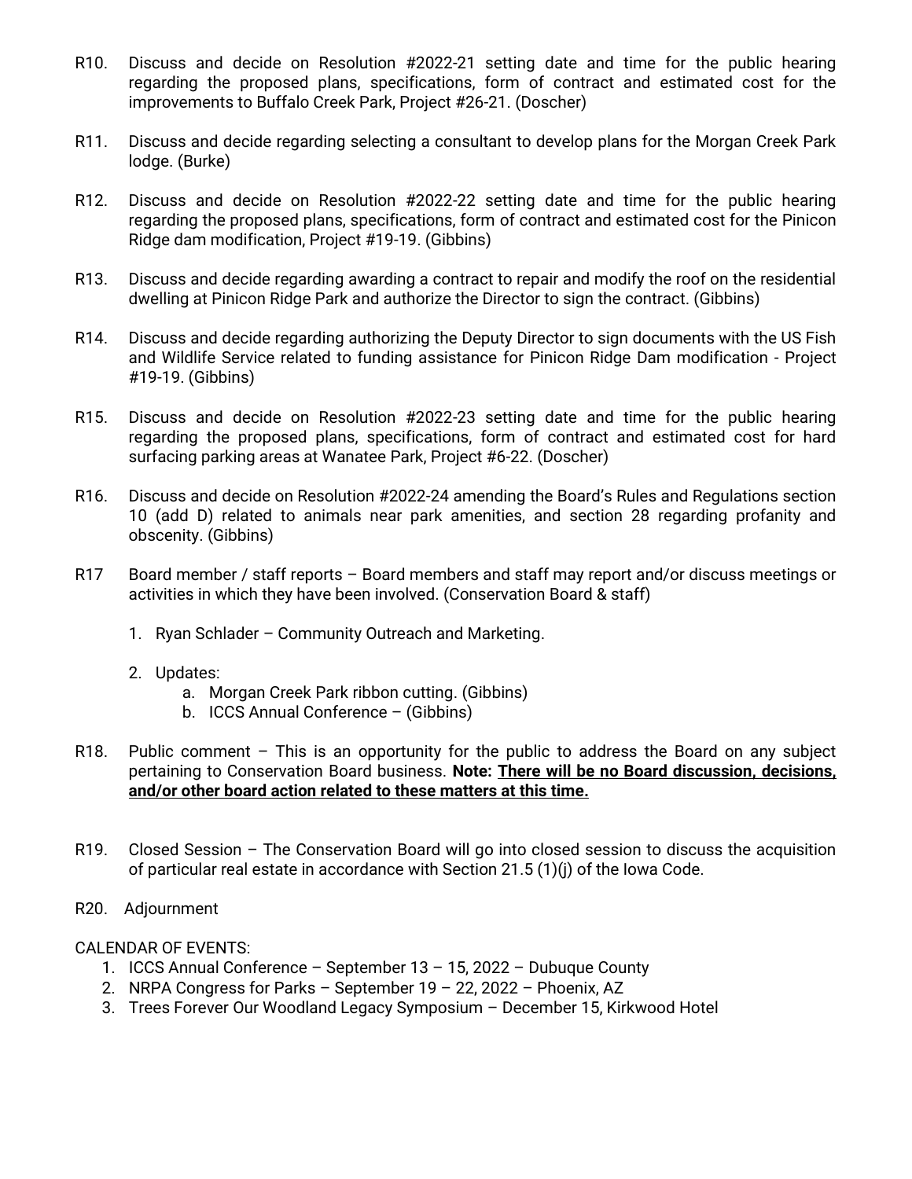R10. Discuss and decide on Resolution #2022-21 setting date and time for the public hearing regarding the proposed plans, specifications, form of contract and estimated cost for the improvements to Buffalo Creek Park, Project #26-21. (Doscher)

R11. Discuss and decide regarding selecting a consultant to develop plans for the Morgan Creek Park lodge. (Burke)

R12. Discuss and decide on Resolution #2022-22 setting date and time for the public hearing regarding the proposed plans, specifications, form of contract and estimated cost for the Pinicon Ridge dam modification, Project #19-19. (Gibbins)

R13. Discuss and decide regarding awarding a contract to repair and modify the roof on the residential dwelling at Pinicon Ridge Park and authorize the Director to sign the contract. (Gibbins)

R14. Discuss and decide regarding authorizing the Deputy Director to sign documents with the US Fish and Wildlife Service related to funding assistance for Pinicon Ridge Dam modification - Project #19-19. (Gibbins)

R15. Discuss and decide on Resolution #2022-23 setting date and time for the public hearing regarding the proposed plans, specifications, form of contract and estimated cost for hard surfacing parking areas at Wanatee Park, Project #6-22. (Doscher)

R16. Discuss and decide on Resolution #2022-24 amending the Board's Rules and Regulations section 10 (add D) related to animals near park amenities, and section 28 regarding profanity and obscenity. (Gibbins)

R17 Board member / staff reports – Board members and staff may report and/or discuss meetings or activities in which they have been involved. (Conservation Board & staff)

1. Ryan Schlader – Community Outreach and Marketing.
2. Updates:
    a. Morgan Creek Park ribbon cutting. (Gibbins)
    b. ICCS Annual Conference – (Gibbins)

R18. Public comment – This is an opportunity for the public to address the Board on any subject pertaining to Conservation Board business. **Note: <u>There will be no Board discussion, decisions, and/or other board action related to these matters at this time.</u>**

R19. Closed Session – The Conservation Board will go into closed session to discuss the acquisition of particular real estate in accordance with Section 21.5 (1)(j) of the Iowa Code.

R20. Adjournment

CALENDAR OF EVENTS:

1. ICCS Annual Conference – September 13 – 15, 2022 – Dubuque County
2. NRPA Congress for Parks – September 19 – 22, 2022 – Phoenix, AZ
3. Trees Forever Our Woodland Legacy Symposium – December 15, Kirkwood Hotel